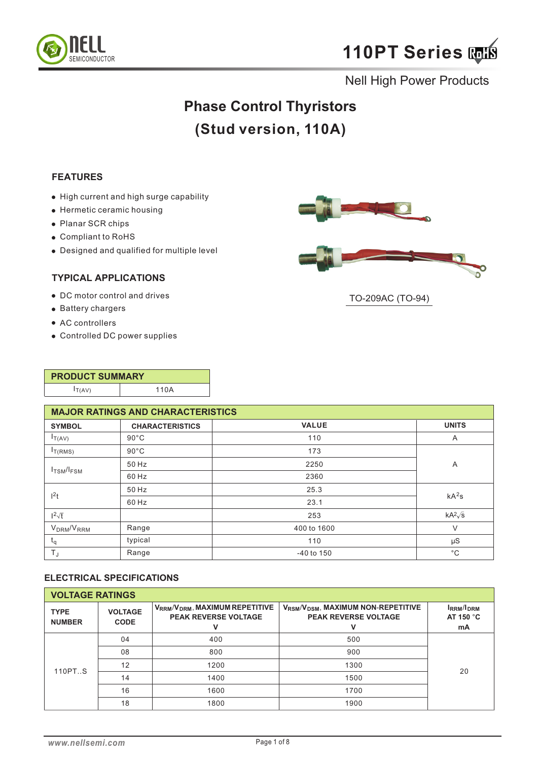# 110PT Series

Nell High Power Products

## Phase Control Thyristors
## (Stud version, 110A)

### FEATURES

- High current and high surge capability
- Hermetic ceramic housing
- Planar SCR chips
- Compliant to RoHS
- Designed and qualified for multiple level

TO-209AC (TO-94)

### TYPICAL APPLICATIONS

- DC motor control and drives
- Battery chargers
- AC controllers
- Controlled DC power supplies

| PRODUCT SUMMARY | |
|---|---|
| $I_{T(AV)}$ | 110A |

| MAJOR RATINGS AND CHARACTERISTICS | | | |
|---|---|---|---|
| **SYMBOL** | **CHARACTERISTICS** | **VALUE** | **UNITS** |
| $I_{T(AV)}$ | 90°C | 110 | A |
| $I_{T(RMS)}$ | 90°C | 173 | A |
| $I_{TSM}/I_{FSM}$ | 50 Hz | 2250 | A |
| | 60 Hz | 2360 | |
| $I^2t$ | 50 Hz | 25.3 | $kA^2s$ |
| | 60 Hz | 23.1 | |
| $I^2\sqrt{t}$ | | 253 | $kA^2\sqrt{s}$ |
| $V_{DRM}/V_{RRM}$ | Range | 400 to 1600 | V |
| $t_q$ | typical | 110 | μS |
| $T_J$ | Range | -40 to 150 | °C |

### ELECTRICAL SPECIFICATIONS

| VOLTAGE RATINGS | | | | |
|---|---|---|---|---|
| **TYPE NUMBER** | **VOLTAGE CODE** | **$V_{RRM}/V_{DRM}$, MAXIMUM REPETITIVE PEAK REVERSE VOLTAGE V** | **$V_{RSM}/V_{DSM}$, MAXIMUM NON-REPETITIVE PEAK REVERSE VOLTAGE V** | **$I_{RRM}/I_{DRM}$ AT 150 °C mA** |
| 110PT..S | 04 | 400 | 500 | 20 |
| | 08 | 800 | 900 | |
| | 12 | 1200 | 1300 | |
| | 14 | 1400 | 1500 | |
| | 16 | 1600 | 1700 | |
| | 18 | 1800 | 1900 | |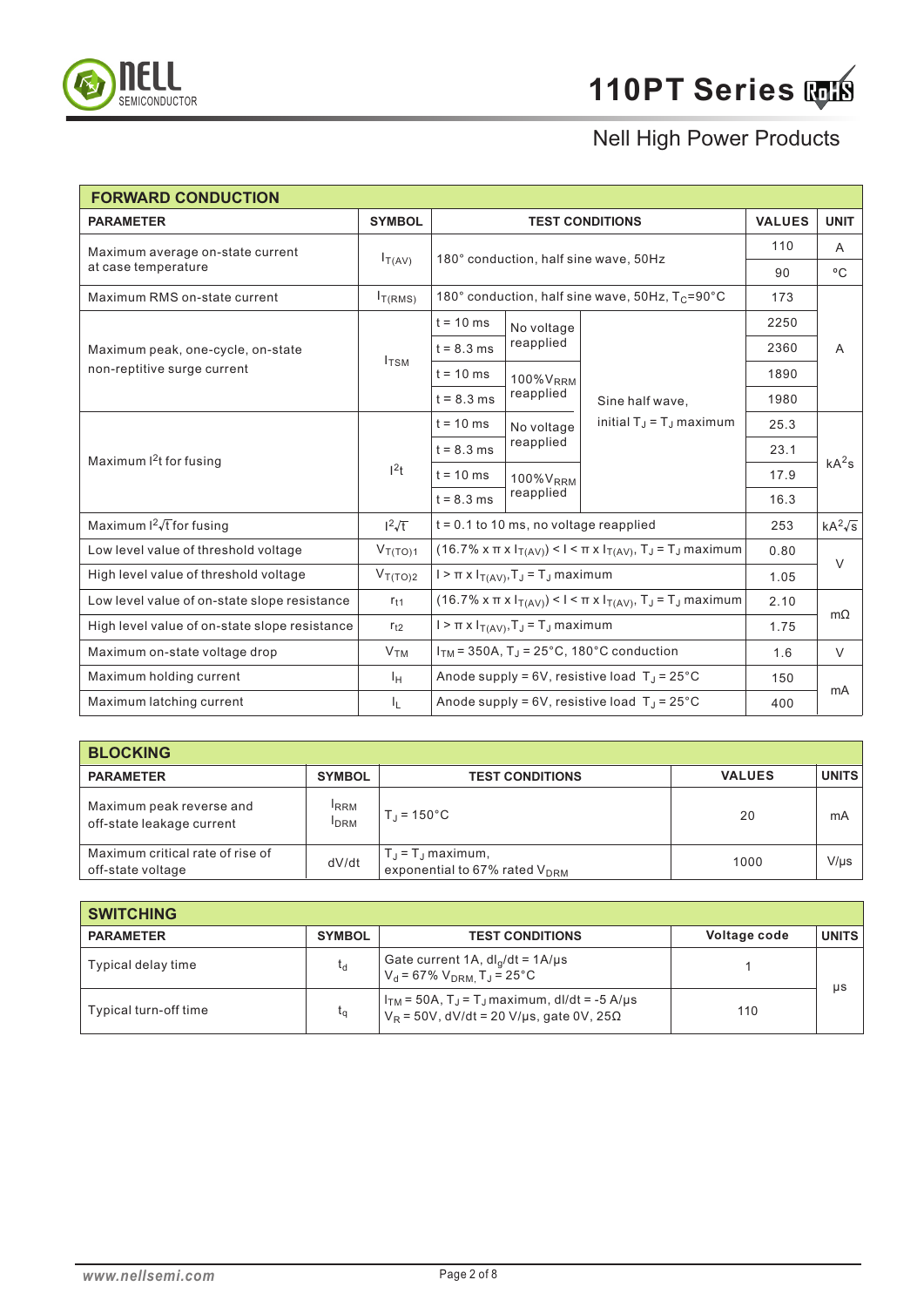## FORWARD CONDUCTION

| PARAMETER | SYMBOL | TEST CONDITIONS | | | VALUES | UNIT |
|---|---|---|---|---|---|---|
| Maximum average on-state current at case temperature | $I_{T(AV)}$ | 180° conduction, half sine wave, 50Hz | | | 110 | A |
| | | | | | 90 | °C |
| Maximum RMS on-state current | $I_{T(RMS)}$ | 180° conduction, half sine wave, 50Hz, $T_C$=90°C | | | 173 | A |
| Maximum peak, one-cycle, on-state non-reptitive surge current | $I_{TSM}$ | t = 10 ms | No voltage reapplied | Sine half wave, initial $T_J$ = $T_J$ maximum | 2250 | A |
| | | t = 8.3 ms | | | 2360 | |
| | | t = 10 ms | 100%$V_{RRM}$ reapplied | | 1890 | |
| | | t = 8.3 ms | | | 1980 | |
| Maximum $I^2t$ for fusing | $I^2t$ | t = 10 ms | No voltage reapplied | | 25.3 | $kA^2s$ |
| | | t = 8.3 ms | | | 23.1 | |
| | | t = 10 ms | 100%$V_{RRM}$ reapplied | | 17.9 | |
| | | t = 8.3 ms | | | 16.3 | |
| Maximum $I^2\sqrt{t}$ for fusing | $I^2\sqrt{t}$ | t = 0.1 to 10 ms, no voltage reapplied | | | 253 | $kA^2\sqrt{s}$ |
| Low level value of threshold voltage | $V_{T(TO)1}$ | (16.7% x π x $I_{T(AV)}$) < I < π x $I_{T(AV)}$, $T_J$ = $T_J$ maximum | | | 0.80 | V |
| High level value of threshold voltage | $V_{T(TO)2}$ | I > π x $I_{T(AV)}$, $T_J$ = $T_J$ maximum | | | 1.05 | |
| Low level value of on-state slope resistance | $r_{t1}$ | (16.7% x π x $I_{T(AV)}$) < I < π x $I_{T(AV)}$, $T_J$ = $T_J$ maximum | | | 2.10 | mΩ |
| High level value of on-state slope resistance | $r_{t2}$ | I > π x $I_{T(AV)}$, $T_J$ = $T_J$ maximum | | | 1.75 | |
| Maximum on-state voltage drop | $V_{TM}$ | $I_{TM}$ = 350A, $T_J$ = 25°C, 180°C conduction | | | 1.6 | V |
| Maximum holding current | $I_H$ | Anode supply = 6V, resistive load $T_J$ = 25°C | | | 150 | mA |
| Maximum latching current | $I_L$ | Anode supply = 6V, resistive load $T_J$ = 25°C | | | 400 | |

## BLOCKING

| PARAMETER | SYMBOL | TEST CONDITIONS | VALUES | UNITS |
|---|---|---|---|---|
| Maximum peak reverse and off-state leakage current | $I_{RRM}$ $I_{DRM}$ | $T_J$ = 150°C | 20 | mA |
| Maximum critical rate of rise of off-state voltage | dV/dt | $T_J$ = $T_J$ maximum, exponential to 67% rated $V_{DRM}$ | 1000 | V/μs |

## SWITCHING

| PARAMETER | SYMBOL | TEST CONDITIONS | Voltage code | UNITS |
|---|---|---|---|---|
| Typical delay time | $t_d$ | Gate current 1A, $dI_g/dt$ = 1A/μs $V_d$ = 67% $V_{DRM}$, $T_J$ = 25°C | 1 | μs |
| Typical turn-off time | $t_q$ | $I_{TM}$ = 50A, $T_J$ = $T_J$ maximum, dI/dt = -5 A/μs $V_R$ = 50V, dV/dt = 20 V/μs, gate 0V, 25Ω | 110 | |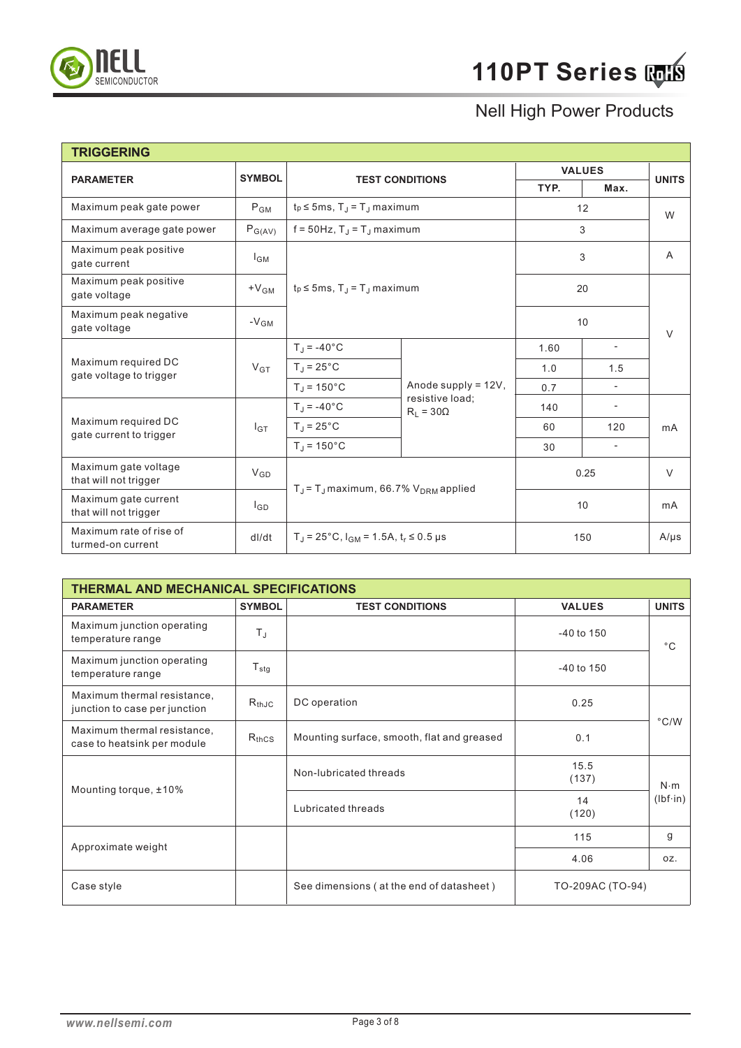## TRIGGERING

| PARAMETER | SYMBOL | TEST CONDITIONS | | VALUES | | UNITS |
|---|---|---|---|---|---|---|
| | | | | TYP. | Max. | |
| Maximum peak gate power | $P_{GM}$ | $t_p \leq 5ms$, $T_J = T_J$ maximum | | 12 | | W |
| Maximum average gate power | $P_{G(AV)}$ | f = 50Hz, $T_J = T_J$ maximum | | 3 | | W |
| Maximum peak positive gate current | $I_{GM}$ | $t_p \leq 5ms$, $T_J = T_J$ maximum | | 3 | | A |
| Maximum peak positive gate voltage | $+V_{GM}$ | $t_p \leq 5ms$, $T_J = T_J$ maximum | | 20 | | V |
| Maximum peak negative gate voltage | $-V_{GM}$ | $t_p \leq 5ms$, $T_J = T_J$ maximum | | 10 | | V |
| Maximum required DC gate voltage to trigger | $V_{GT}$ | $T_J$ = -40°C | Anode supply = 12V, resistive load; $R_L = 30\Omega$ | 1.60 | - | V |
| | | $T_J$ = 25°C | | 1.0 | 1.5 | V |
| | | $T_J$ = 150°C | | 0.7 | - | V |
| Maximum required DC gate current to trigger | $I_{GT}$ | $T_J$ = -40°C | | 140 | - | mA |
| | | $T_J$ = 25°C | | 60 | 120 | mA |
| | | $T_J$ = 150°C | | 30 | - | mA |
| Maximum gate voltage that will not trigger | $V_{GD}$ | $T_J = T_J$ maximum, 66.7% $V_{DRM}$ applied | | 0.25 | | V |
| Maximum gate current that will not trigger | $I_{GD}$ | $T_J = T_J$ maximum, 66.7% $V_{DRM}$ applied | | 10 | | mA |
| Maximum rate of rise of turned-on current | dI/dt | $T_J$ = 25°C, $I_{GM}$ = 1.5A, $t_r \leq 0.5$ µs | | 150 | | A/µs |

## THERMAL AND MECHANICAL SPECIFICATIONS

| PARAMETER | SYMBOL | TEST CONDITIONS | VALUES | UNITS |
|---|---|---|---|---|
| Maximum junction operating temperature range | $T_J$ | | -40 to 150 | °C |
| Maximum junction operating temperature range | $T_{stg}$ | | -40 to 150 | °C |
| Maximum thermal resistance, junction to case per junction | $R_{thJC}$ | DC operation | 0.25 | °C/W |
| Maximum thermal resistance, case to heatsink per module | $R_{thCS}$ | Mounting surface, smooth, flat and greased | 0.1 | °C/W |
| Mounting torque, ±10% | | Non-lubricated threads | 15.5 (137) | N·m (lbf·in) |
| | | Lubricated threads | 14 (120) | N·m (lbf·in) |
| Approximate weight | | | 115 | g |
| | | | 4.06 | oz. |
| Case style | | See dimensions ( at the end of datasheet ) | TO-209AC (TO-94) | |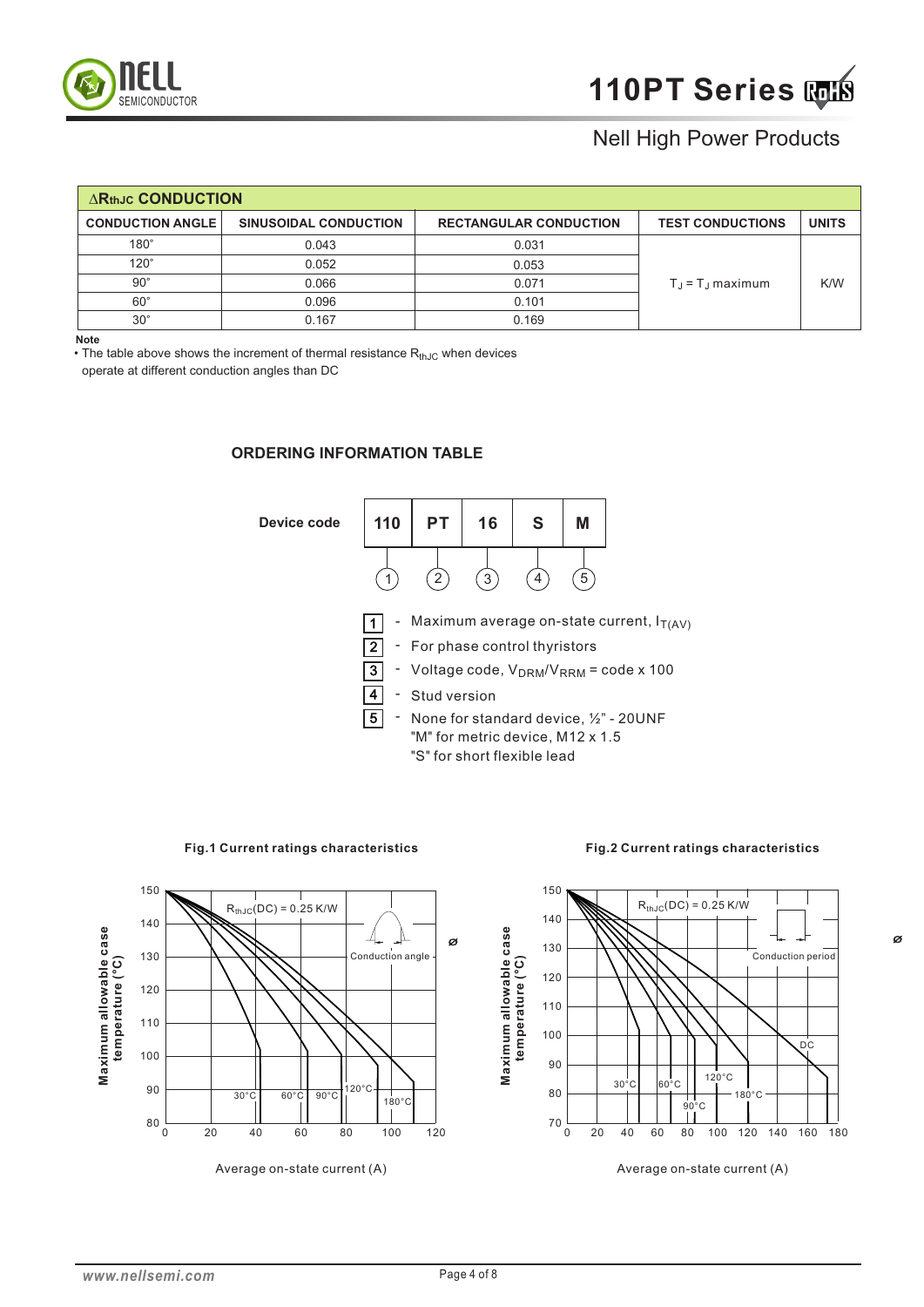## ΔRthJC CONDUCTION

| CONDUCTION ANGLE | SINUSOIDAL CONDUCTION | RECTANGULAR CONDUCTION | TEST CONDUCTIONS | UNITS |
|---|---|---|---|---|
| 180° | 0.043 | 0.031 | $T_J = T_J$ maximum | K/W |
| 120° | 0.052 | 0.053 | | |
| 90° | 0.066 | 0.071 | | |
| 60° | 0.096 | 0.101 | | |
| 30° | 0.167 | 0.169 | | |

**Note**

• The table above shows the increment of thermal resistance $R_{thJC}$ when devices operate at different conduction angles than DC

## ORDERING INFORMATION TABLE

**Device code**

| 110 | PT | 16 | S | M |
|---|---|---|---|---|
| 1 | 2 | 3 | 4 | 5 |

1 - Maximum average on-state current, $I_{T(AV)}$

2 - For phase control thyristors

3 - Voltage code, $V_{DRM}/V_{RRM}$ = code x 100

4 - Stud version

5 - None for standard device, ½" - 20UNF
"M" for metric device, M12 x 1.5
"S" for short flexible lead

**Fig.1 Current ratings characteristics**

**Fig.2 Current ratings characteristics**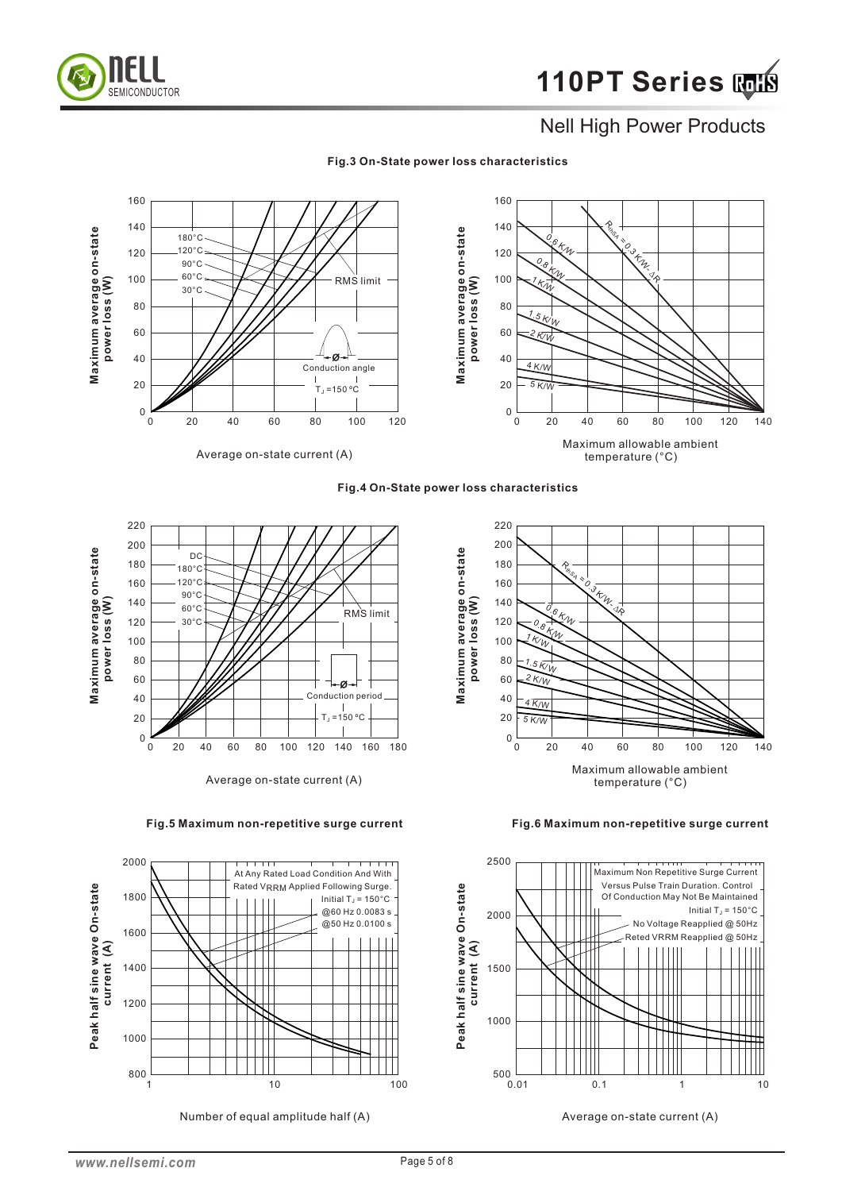Nell High Power Products

**Fig.3 On-State power loss characteristics**

Maximum average on-state power loss (W)

180°C, 120°C, 90°C, 60°C, 30°C

RMS limit

Conduction angle

$T_J$ = 150 °C

Average on-state current (A)

$R_{thSA}$ = 0.3 K/W - ΔR, 0.6 K/W, 0.8 K/W, 1 K/W, 1.5 K/W, 2 K/W, 4 K/W, 5 K/W

Maximum allowable ambient temperature (°C)

**Fig.4 On-State power loss characteristics**

Maximum average on-state power loss (W)

DC, 180°C, 120°C, 90°C, 60°C, 30°C

RMS limit

Conduction period

$T_J$ = 150 °C

Average on-state current (A)

$R_{thSA}$ = 0.3 K/W - ΔR, 0.6 K/W, 0.8 K/W, 1 K/W, 1.5 K/W, 2 K/W, 4 K/W, 5 K/W

Maximum allowable ambient temperature (°C)

**Fig.5 Maximum non-repetitive surge current**

Peak half sine wave On-state current (A)

At Any Rated Load Condition And With Rated VRRM Applied Following Surge.
Initial $T_J$ = 150°C
@60 Hz 0.0083 s
@50 Hz 0.0100 s

Number of equal amplitude half (A)

**Fig.6 Maximum non-repetitive surge current**

Peak half sine wave On-state current (A)

Maximum Non Repetitive Surge Current Versus Pulse Train Duration. Control Of Conduction May Not Be Maintained
Initial $T_J$ = 150°C
No Voltage Reapplied @ 50Hz
Reted VRRM Reapplied @ 50Hz

Average on-state current (A)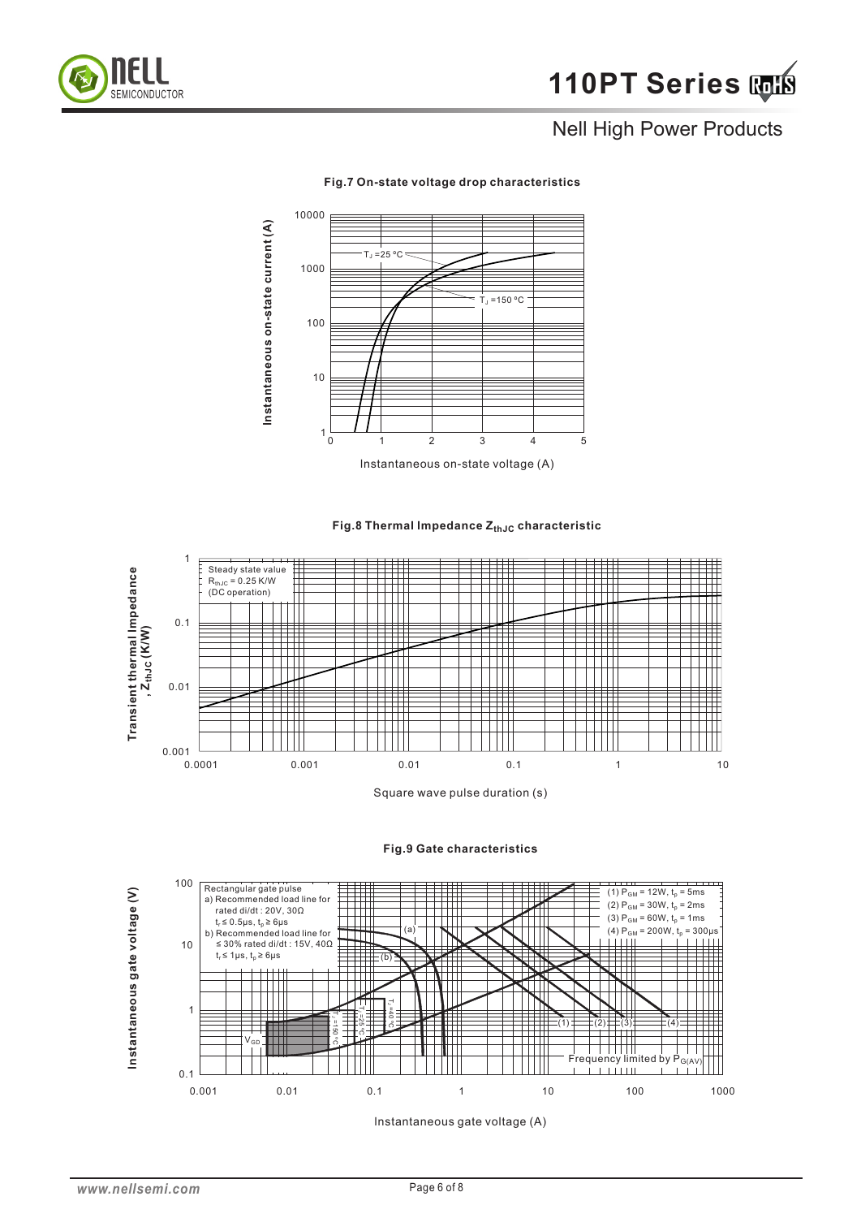Nell High Power Products

**Fig.7 On-state voltage drop characteristics**

Instantaneous on-state current (A)

$T_J = 25\ °C$

$T_J = 150\ °C$

Instantaneous on-state voltage (A)

**Fig.8 Thermal Impedance $Z_{thJC}$ characteristic**

Steady state value
$R_{thJC} = 0.25$ K/W
(DC operation)

Transient thermal Impedance, $Z_{thJC}$ (K/W)

Square wave pulse duration (s)

**Fig.9 Gate characteristics**

Rectangular gate pulse
a) Recommended load line for rated di/dt : 20V, 30Ω
$t_r \le 0.5\mu s$, $t_p \ge 6\mu s$
b) Recommended load line for ≤ 30% rated di/dt : 15V, 40Ω
$t_r \le 1\mu s$, $t_p \ge 6\mu s$

(1) $P_{GM} = 12W$, $t_p = 5ms$
(2) $P_{GM} = 30W$, $t_p = 2ms$
(3) $P_{GM} = 60W$, $t_p = 1ms$
(4) $P_{GM} = 200W$, $t_p = 300\mu s$

$V_{GD}$

$T_J = 150\ °C$, $T_J = 25\ °C$, $T_J = -40\ °C$

Frequency limited by $P_{G(AV)}$

Instantaneous gate voltage (V)

Instantaneous gate voltage (A)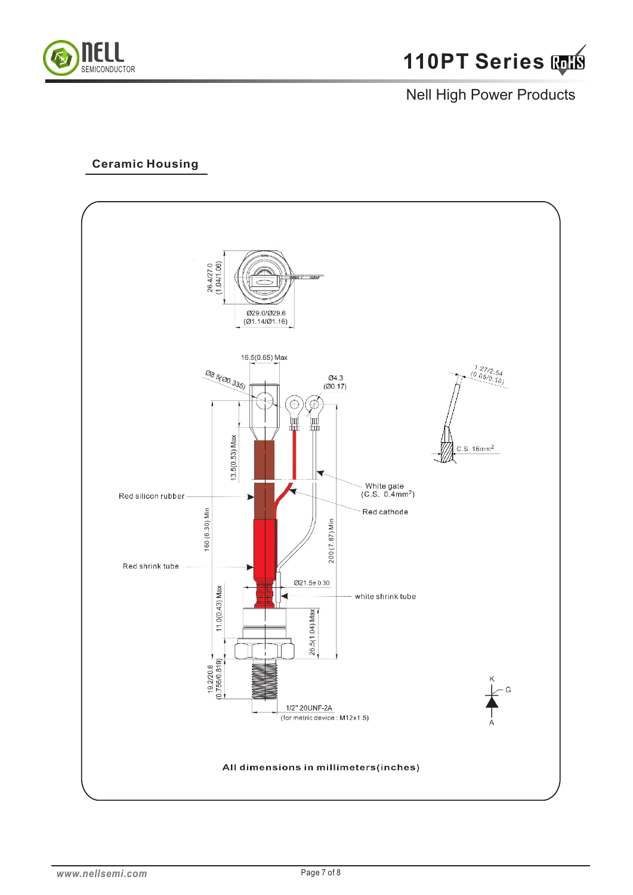## Ceramic Housing

26.4/27.0 (1.04/1.06)

Ø29.0/Ø29.6 (Ø1.14/Ø1.16)

16.5(0.65) Max

Ø8.5(Ø0.335)

Ø4.3 (Ø0.17)

1.27/2.54 (0.05/0.10)

C.S. 16mm$^2$

13.5(0.53) Max

White gate (C.S. 0.4mm$^2$)

Red silicon rubber

Red cathode

160 (6.30) Min

200 (7.87) Min

Red shrink tube

Ø21.5± 0.30

white shrink tube

11.0(0.43) Max

26.5(1.04) Max

19.2/20.8 (0.756/0.819)

1/2" 20UNF-2A (for metric device : M12x1.5)

K G A

**All dimensions in millimeters(inches)**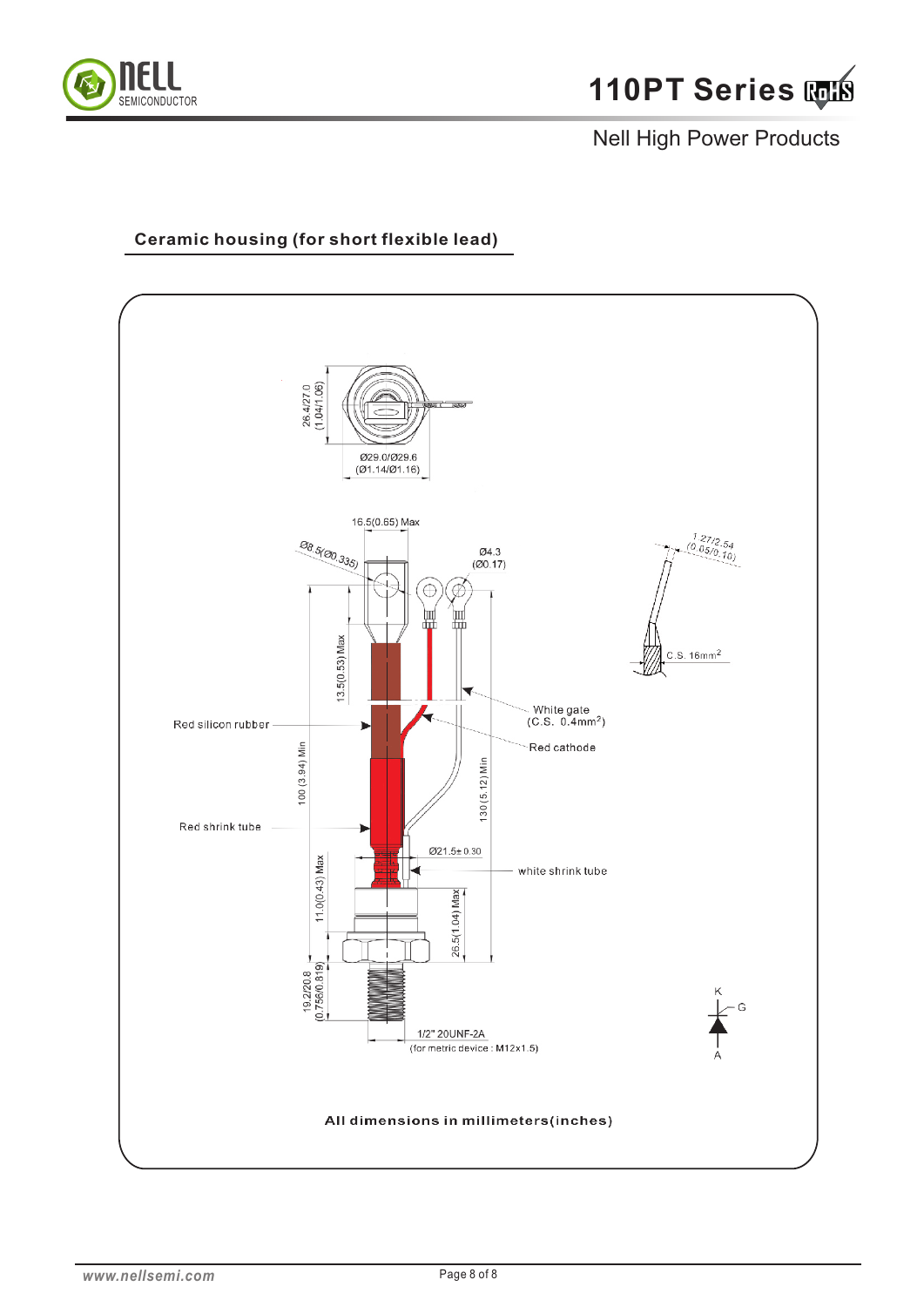## Ceramic housing (for short flexible lead)

26.4/27.0
(1.04/1.06)

Ø29.0/Ø29.6
(Ø1.14/Ø1.16)

16.5(0.65) Max

Ø8.5(Ø0.335)

Ø4.3
(Ø0.17)

1.27/2.54
(0.05/0.10)

C.S. 16mm$^2$

13.5(0.53) Max

White gate
(C.S. 0.4mm$^2$)

Red silicon rubber

Red cathode

100 (3.94) Min

130 (5.12) Min

Red shrink tube

Ø21.5± 0.30

white shrink tube

11.0(0.43) Max

26.5(1.04) Max

19.2/20.8
(0.756/0.819)

1/2" 20UNF-2A
(for metric device : M12x1.5)

K

G

A

**All dimensions in millimeters(inches)**